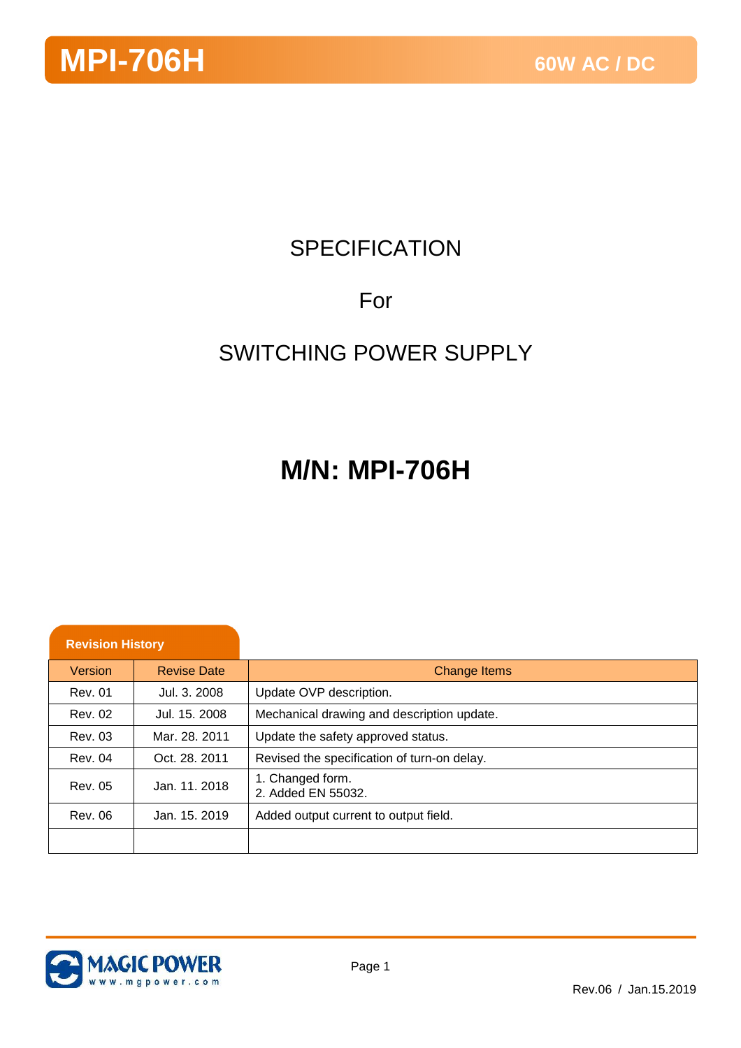# MPI-706H

60W AC / DC

SPECIFICATION

For

SWITCHING POWER SUPPLY

## M/N: MPI-706H

**Revision History**

| Version | Revise Date | Change Items |
|---|---|---|
| Rev. 01 | Jul. 3. 2008 | Update OVP description. |
| Rev. 02 | Jul. 15. 2008 | Mechanical drawing and description update. |
| Rev. 03 | Mar. 28. 2011 | Update the safety approved status. |
| Rev. 04 | Oct. 28. 2011 | Revised the specification of turn-on delay. |
| Rev. 05 | Jan. 11. 2018 | 1. Changed form.<br>2. Added EN 55032. |
| Rev. 06 | Jan. 15. 2019 | Added output current to output field. |
| | | |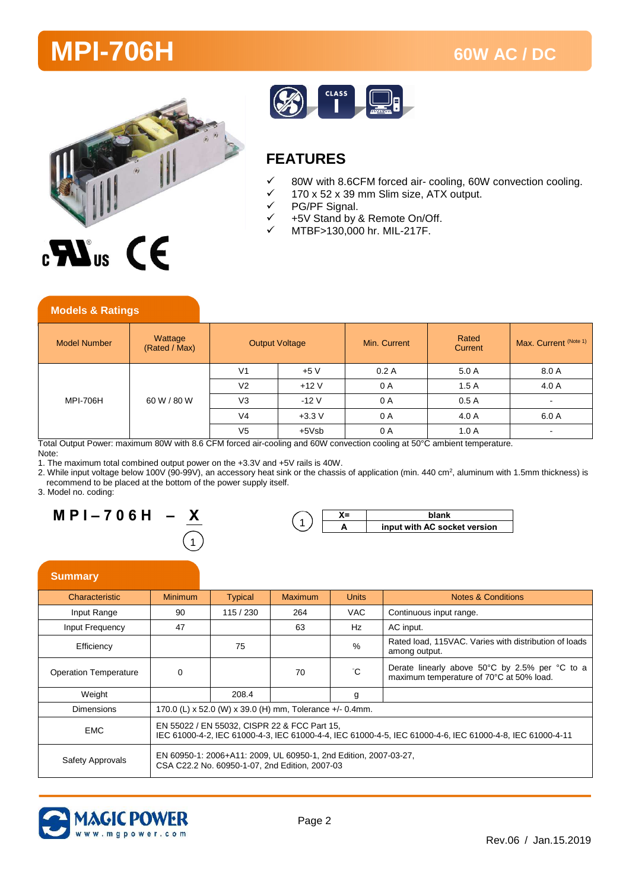# MPI-706H

## 60W AC / DC

## FEATURES

- ✓ 80W with 8.6CFM forced air- cooling, 60W convection cooling.
- ✓ 170 x 52 x 39 mm Slim size, ATX output.
- ✓ PG/PF Signal.
- ✓ +5V Stand by & Remote On/Off.
- ✓ MTBF>130,000 hr. MIL-217F.

## Models & Ratings

| Model Number | Wattage (Rated / Max) | Output Voltage | | Min. Current | Rated Current | Max. Current (Note 1) |
|---|---|---|---|---|---|---|
| MPI-706H | 60 W / 80 W | V1 | +5 V | 0.2 A | 5.0 A | 8.0 A |
| | | V2 | +12 V | 0 A | 1.5 A | 4.0 A |
| | | V3 | -12 V | 0 A | 0.5 A | - |
| | | V4 | +3.3 V | 0 A | 4.0 A | 6.0 A |
| | | V5 | +5Vsb | 0 A | 1.0 A | - |

Total Output Power: maximum 80W with 8.6 CFM forced air-cooling and 60W convection cooling at 50°C ambient temperature.

Note:

1. The maximum total combined output power on the +3.3V and +5V rails is 40W.
2. While input voltage below 100V (90-99V), an accessory heat sink or the chassis of application (min. 440 cm$^2$, aluminum with 1.5mm thickness) is recommend to be placed at the bottom of the power supply itself.
3. Model no. coding:

**MPI–706H – X** (1)

(1)

| X= | blank |
|---|---|
| A | input with AC socket version |

## Summary

| Characteristic | Minimum | Typical | Maximum | Units | Notes & Conditions |
|---|---|---|---|---|---|
| Input Range | 90 | 115 / 230 | 264 | VAC | Continuous input range. |
| Input Frequency | 47 | | 63 | Hz | AC input. |
| Efficiency | | 75 | | % | Rated load, 115VAC. Varies with distribution of loads among output. |
| Operation Temperature | 0 | | 70 | °C | Derate linearly above 50°C by 2.5% per °C to a maximum temperature of 70°C at 50% load. |
| Weight | | 208.4 | | g | |
| Dimensions | 170.0 (L) x 52.0 (W) x 39.0 (H) mm, Tolerance +/- 0.4mm. | | | | |
| EMC | EN 55022 / EN 55032, CISPR 22 & FCC Part 15, IEC 61000-4-2, IEC 61000-4-3, IEC 61000-4-4, IEC 61000-4-5, IEC 61000-4-6, IEC 61000-4-8, IEC 61000-4-11 | | | | |
| Safety Approvals | EN 60950-1: 2006+A11: 2009, UL 60950-1, 2nd Edition, 2007-03-27, CSA C22.2 No. 60950-1-07, 2nd Edition, 2007-03 | | | | |

MAGIC POWER www.mgpower.com

Rev.06 / Jan.15.2019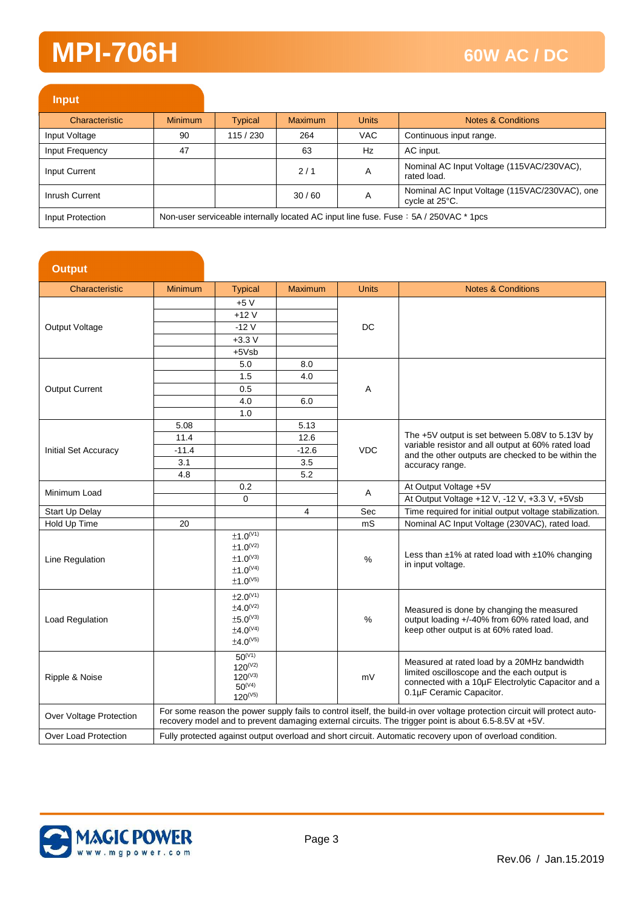# MPI-706H

## 60W AC / DC

### Input

| Characteristic | Minimum | Typical | Maximum | Units | Notes & Conditions |
|---|---|---|---|---|---|
| Input Voltage | 90 | 115 / 230 | 264 | VAC | Continuous input range. |
| Input Frequency | 47 | | 63 | Hz | AC input. |
| Input Current | | | 2 / 1 | A | Nominal AC Input Voltage (115VAC/230VAC), rated load. |
| Inrush Current | | | 30 / 60 | A | Nominal AC Input Voltage (115VAC/230VAC), one cycle at 25°C. |
| Input Protection | Non-user serviceable internally located AC input line fuse. Fuse：5A / 250VAC * 1pcs | | | | |

### Output

| Characteristic | Minimum | Typical | Maximum | Units | Notes & Conditions |
|---|---|---|---|---|---|
| Output Voltage | | +5 V | | DC | |
| | | +12 V | | | |
| | | -12 V | | | |
| | | +3.3 V | | | |
| | | +5Vsb | | | |
| Output Current | | 5.0 | 8.0 | A | |
| | | 1.5 | 4.0 | | |
| | | 0.5 | | | |
| | | 4.0 | 6.0 | | |
| | | 1.0 | | | |
| Initial Set Accuracy | 5.08 | | 5.13 | VDC | The +5V output is set between 5.08V to 5.13V by variable resistor and all output at 60% rated load and the other outputs are checked to be within the accuracy range. |
| | 11.4 | | 12.6 | | |
| | -11.4 | | -12.6 | | |
| | 3.1 | | 3.5 | | |
| | 4.8 | | 5.2 | | |
| Minimum Load | | 0.2 | | A | At Output Voltage +5V |
| | | 0 | | | At Output Voltage +12 V, -12 V, +3.3 V, +5Vsb |
| Start Up Delay | | | 4 | Sec | Time required for initial output voltage stabilization. |
| Hold Up Time | 20 | | | mS | Nominal AC Input Voltage (230VAC), rated load. |
| Line Regulation | | ±1.0(V1)<br>±1.0(V2)<br>±1.0(V3)<br>±1.0(V4)<br>±1.0(V5) | | % | Less than ±1% at rated load with ±10% changing in input voltage. |
| Load Regulation | | ±2.0(V1)<br>±4.0(V2)<br>±5.0(V3)<br>±4.0(V4)<br>±4.0(V5) | | % | Measured is done by changing the measured output loading +/-40% from 60% rated load, and keep other output is at 60% rated load. |
| Ripple & Noise | | 50(V1)<br>120(V2)<br>120(V3)<br>50(V4)<br>120(V5) | | mV | Measured at rated load by a 20MHz bandwidth limited oscilloscope and the each output is connected with a 10μF Electrolytic Capacitor and a 0.1μF Ceramic Capacitor. |
| Over Voltage Protection | For some reason the power supply fails to control itself, the build-in over voltage protection circuit will protect auto-recovery model and to prevent damaging external circuits. The trigger point is about 6.5-8.5V at +5V. | | | | |
| Over Load Protection | Fully protected against output overload and short circuit. Automatic recovery upon of overload condition. | | | | |

Rev.06 / Jan.15.2019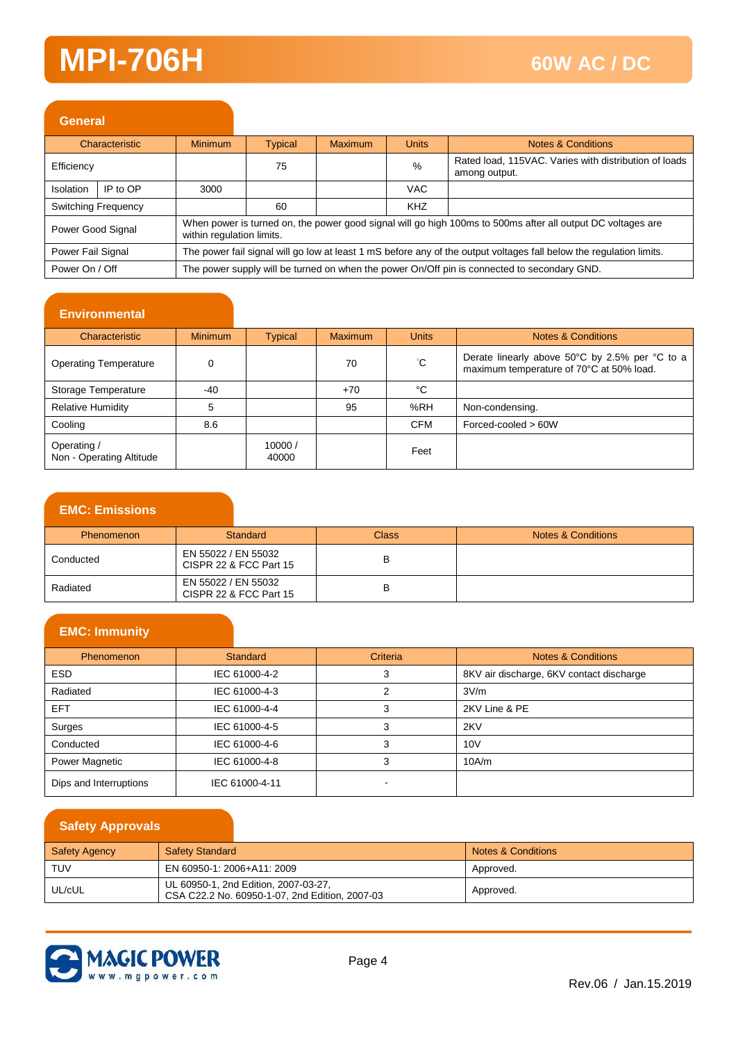# MPI-706H

## 60W AC / DC

### General

| Characteristic | | Minimum | Typical | Maximum | Units | Notes & Conditions |
|---|---|---|---|---|---|---|
| Efficiency | | | 75 | | % | Rated load, 115VAC. Varies with distribution of loads among output. |
| Isolation | IP to OP | 3000 | | | VAC | |
| Switching Frequency | | | 60 | | KHZ | |
| Power Good Signal | | When power is turned on, the power good signal will go high 100ms to 500ms after all output DC voltages are within regulation limits. | | | | |
| Power Fail Signal | | The power fail signal will go low at least 1 mS before any of the output voltages fall below the regulation limits. | | | | |
| Power On / Off | | The power supply will be turned on when the power On/Off pin is connected to secondary GND. | | | | |

### Environmental

| Characteristic | Minimum | Typical | Maximum | Units | Notes & Conditions |
|---|---|---|---|---|---|
| Operating Temperature | 0 | | 70 | °C | Derate linearly above 50°C by 2.5% per °C to a maximum temperature of 70°C at 50% load. |
| Storage Temperature | -40 | | +70 | °C | |
| Relative Humidity | 5 | | 95 | %RH | Non-condensing. |
| Cooling | 8.6 | | | CFM | Forced-cooled > 60W |
| Operating / Non - Operating Altitude | | 10000 / 40000 | | Feet | |

### EMC: Emissions

| Phenomenon | Standard | Class | Notes & Conditions |
|---|---|---|---|
| Conducted | EN 55022 / EN 55032 CISPR 22 & FCC Part 15 | B | |
| Radiated | EN 55022 / EN 55032 CISPR 22 & FCC Part 15 | B | |

### EMC: Immunity

| Phenomenon | Standard | Criteria | Notes & Conditions |
|---|---|---|---|
| ESD | IEC 61000-4-2 | 3 | 8KV air discharge, 6KV contact discharge |
| Radiated | IEC 61000-4-3 | 2 | 3V/m |
| EFT | IEC 61000-4-4 | 3 | 2KV Line & PE |
| Surges | IEC 61000-4-5 | 3 | 2KV |
| Conducted | IEC 61000-4-6 | 3 | 10V |
| Power Magnetic | IEC 61000-4-8 | 3 | 10A/m |
| Dips and Interruptions | IEC 61000-4-11 | - | |

### Safety Approvals

| Safety Agency | Safety Standard | Notes & Conditions |
|---|---|---|
| TUV | EN 60950-1: 2006+A11: 2009 | Approved. |
| UL/cUL | UL 60950-1, 2nd Edition, 2007-03-27, CSA C22.2 No. 60950-1-07, 2nd Edition, 2007-03 | Approved. |

Rev.06 / Jan.15.2019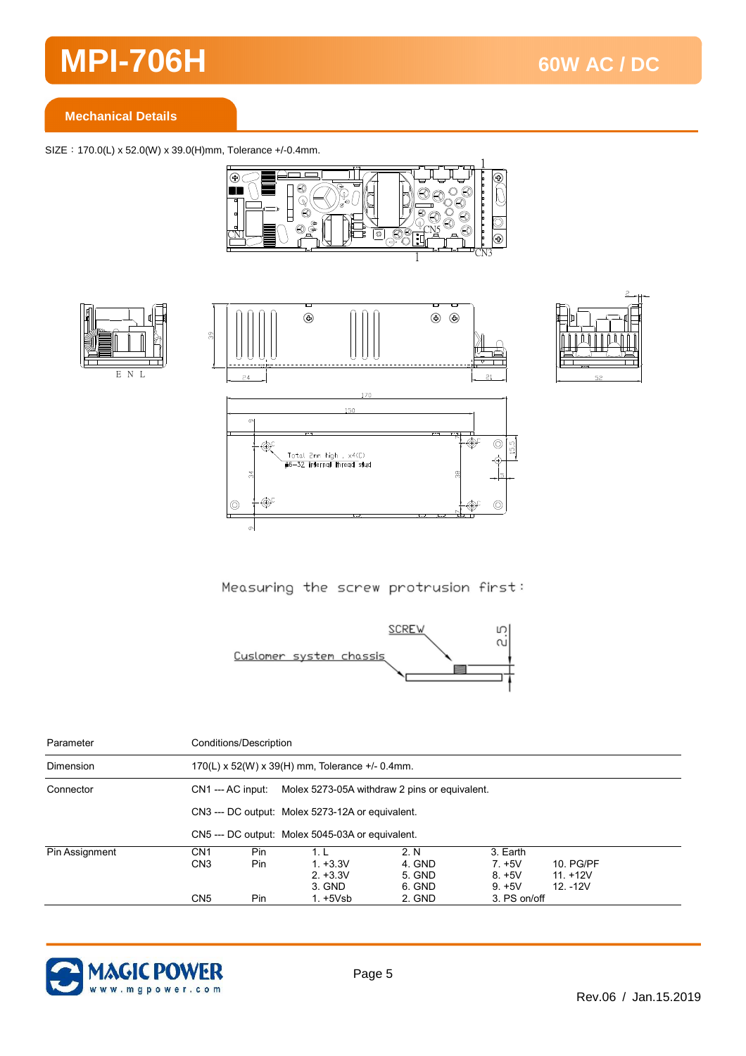## Mechanical Details

SIZE：170.0(L) x 52.0(W) x 39.0(H)mm, Tolerance +/-0.4mm.

Measuring the screw protrusion first：

| Parameter | Conditions/Description | | | | | |
|---|---|---|---|---|---|---|
| Dimension | 170(L) x 52(W) x 39(H) mm, Tolerance +/- 0.4mm. | | | | | |
| Connector | CN1 --- AC input: Molex 5273-05A withdraw 2 pins or equivalent. | | | | | |
| | CN3 --- DC output: Molex 5273-12A or equivalent. | | | | | |
| | CN5 --- DC output: Molex 5045-03A or equivalent. | | | | | |
| Pin Assignment | CN1 | Pin | 1. L | 2. N | 3. Earth | |
| | CN3 | Pin | 1. +3.3V | 4. GND | 7. +5V | 10. PG/PF |
| | | | 2. +3.3V | 5. GND | 8. +5V | 11. +12V |
| | | | 3. GND | 6. GND | 9. +5V | 12. -12V |
| | CN5 | Pin | 1. +5Vsb | 2. GND | 3. PS on/off | |

Rev.06 / Jan.15.2019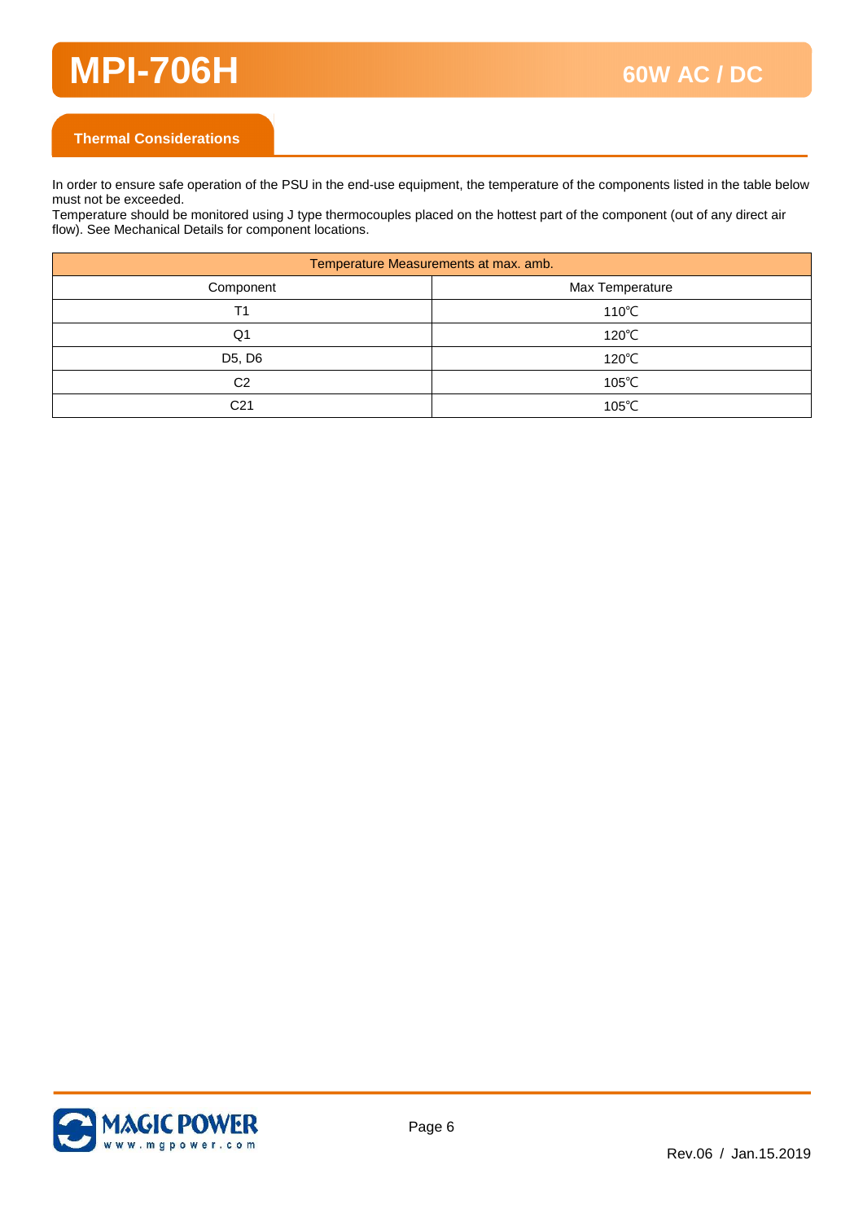## Thermal Considerations

In order to ensure safe operation of the PSU in the end-use equipment, the temperature of the components listed in the table below must not be exceeded.
Temperature should be monitored using J type thermocouples placed on the hottest part of the component (out of any direct air flow). See Mechanical Details for component locations.

| Temperature Measurements at max. amb. | |
|---|---|
| Component | Max Temperature |
| T1 | 110℃ |
| Q1 | 120℃ |
| D5, D6 | 120℃ |
| C2 | 105℃ |
| C21 | 105℃ |